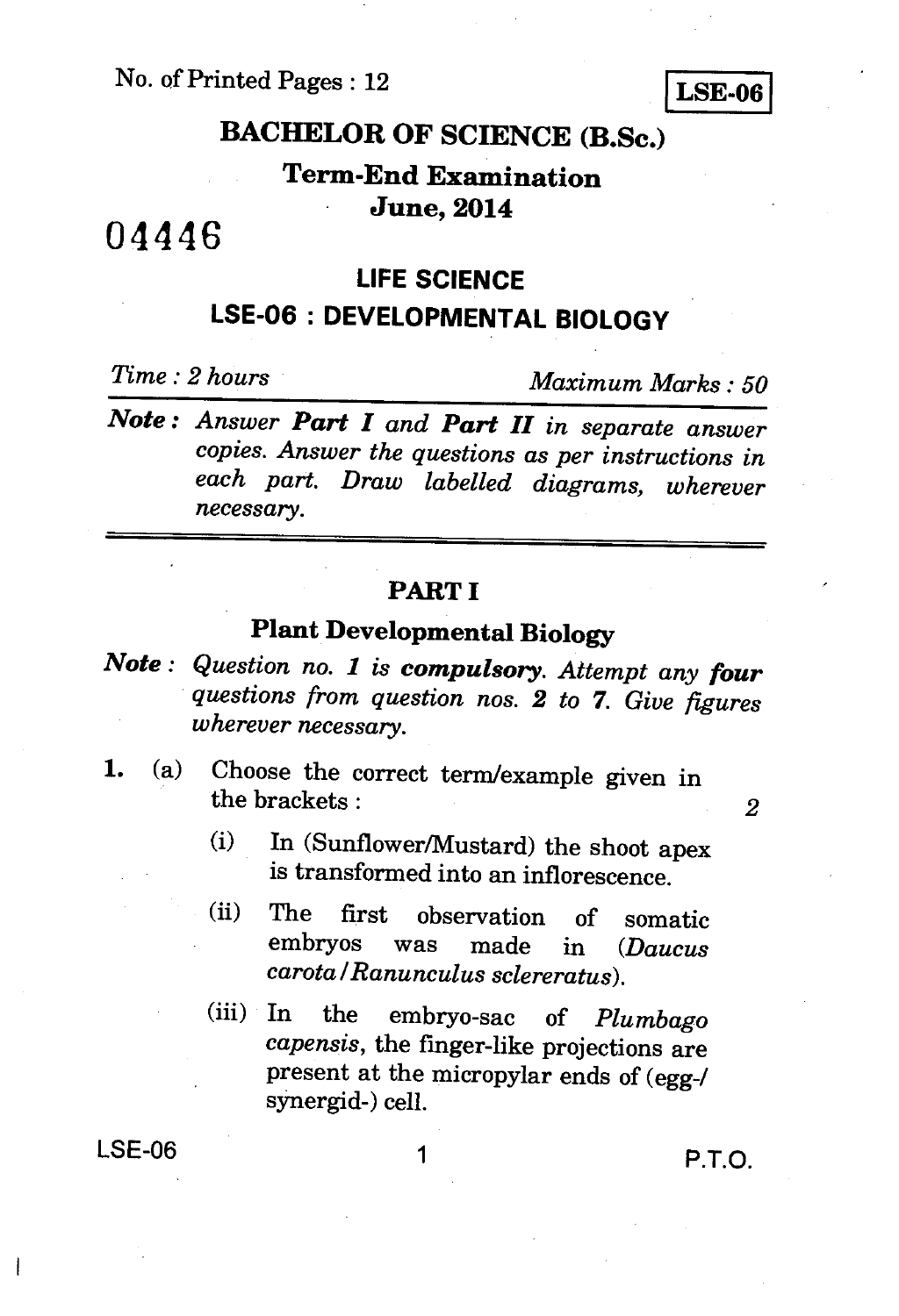No. of Printed Pages : 12

**LSE-06**

# BACHELOR OF SCIENCE (B.Sc.)

## Term-End Examination

## June, 2014

04446

## LIFE SCIENCE

## LSE-06 : DEVELOPMENTAL BIOLOGY

*Time : 2 hours* *Maximum Marks : 50*

***Note :*** *Answer* ***Part I*** *and* ***Part II*** *in separate answer copies. Answer the questions as per instructions in each part. Draw labelled diagrams, wherever necessary.*

---

## PART I

### Plant Developmental Biology

***Note :*** *Question no. 1 is* ***compulsory****. Attempt any* ***four*** *questions from question nos. 2 to 7. Give figures wherever necessary.*

1. (a) Choose the correct term/example given in the brackets : 2

   (i) In (Sunflower/Mustard) the shoot apex is transformed into an inflorescence.

   (ii) The first observation of somatic embryos was made in (*Daucus carota* / *Ranunculus sclereratus*).

   (iii) In the embryo-sac of *Plumbago capensis*, the finger-like projections are present at the micropylar ends of (egg-/ synergid-) cell.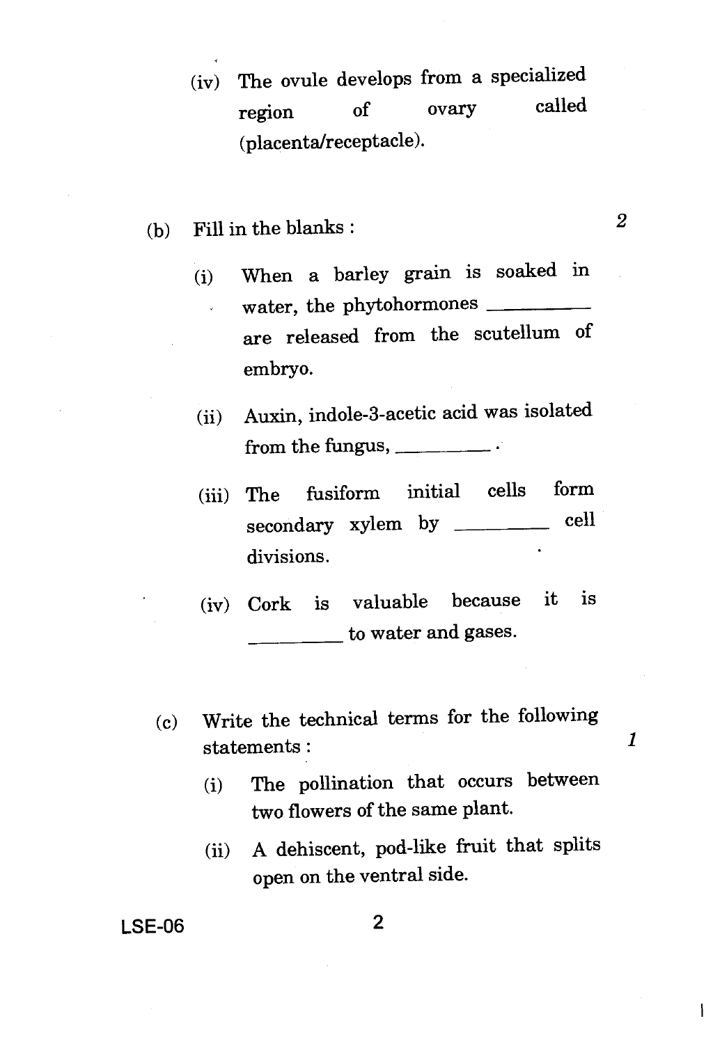(iv) The ovule develops from a specialized region of ovary called (placenta/receptacle).

(b) Fill in the blanks : 2

(i) When a barley grain is soaked in water, the phytohormones __________ are released from the scutellum of embryo.

(ii) Auxin, indole-3-acetic acid was isolated from the fungus, __________ .

(iii) The fusiform initial cells form secondary xylem by __________ cell divisions.

(iv) Cork is valuable because it is __________ to water and gases.

(c) Write the technical terms for the following statements : 1

(i) The pollination that occurs between two flowers of the same plant.

(ii) A dehiscent, pod-like fruit that splits open on the ventral side.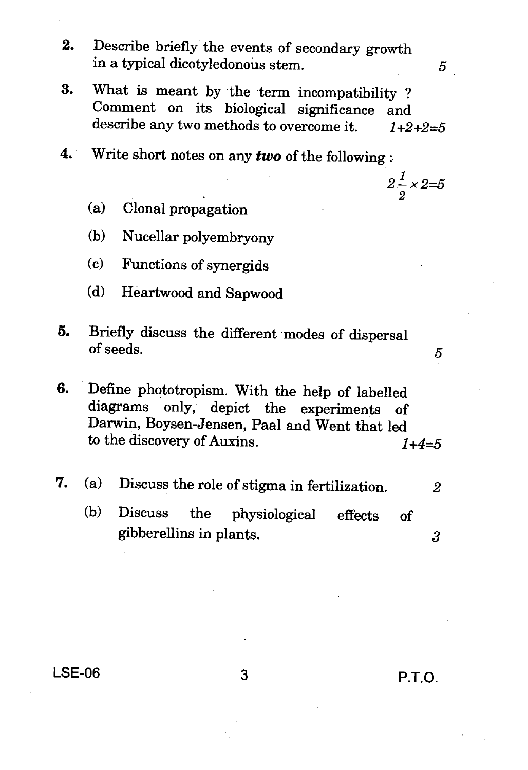2. Describe briefly the events of secondary growth in a typical dicotyledonous stem. 5

3. What is meant by the term incompatibility ? Comment on its biological significance and describe any two methods to overcome it. 1+2+2=5

4. Write short notes on any ***two*** of the following : $2\frac{1}{2} \times 2 = 5$

   (a) Clonal propagation

   (b) Nucellar polyembryony

   (c) Functions of synergids

   (d) Heartwood and Sapwood

5. Briefly discuss the different modes of dispersal of seeds. 5

6. Define phototropism. With the help of labelled diagrams only, depict the experiments of Darwin, Boysen-Jensen, Paal and Went that led to the discovery of Auxins. 1+4=5

7. (a) Discuss the role of stigma in fertilization. 2

   (b) Discuss the physiological effects of gibberellins in plants. 3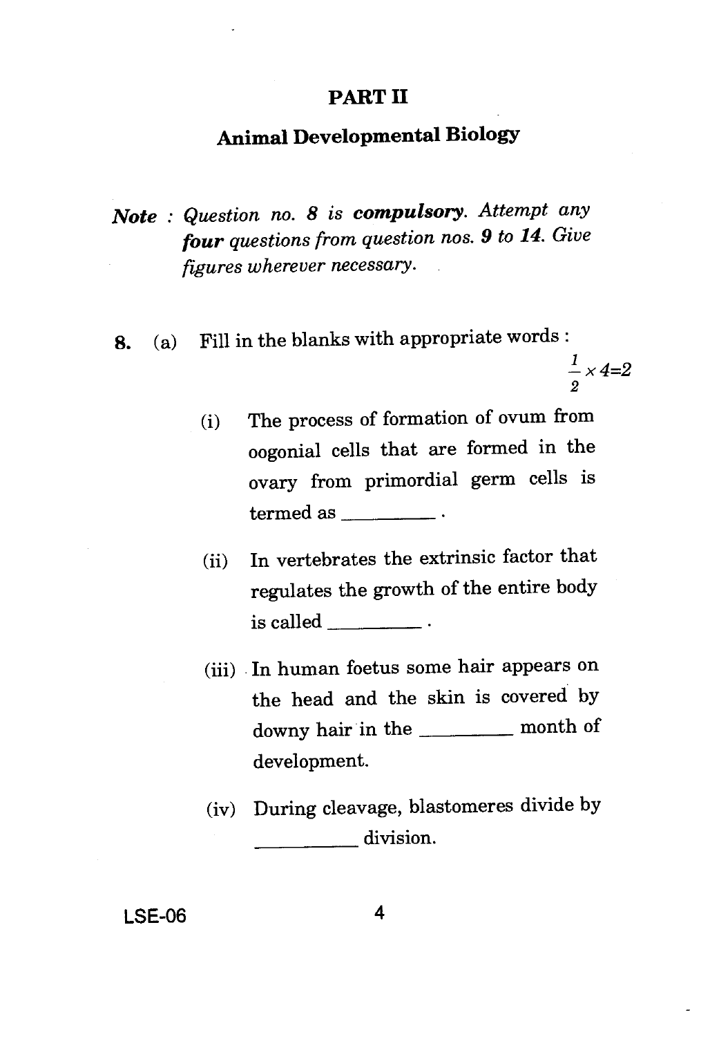## PART II

## Animal Developmental Biology

*Note : Question no. 8 is* ***compulsory****. Attempt any* ***four*** *questions from question nos.* ***9*** *to* ***14****. Give figures wherever necessary.*

8. (a) Fill in the blanks with appropriate words : $\frac{1}{2} \times 4 = 2$

   (i) The process of formation of ovum from oogonial cells that are formed in the ovary from primordial germ cells is termed as ________ .

   (ii) In vertebrates the extrinsic factor that regulates the growth of the entire body is called ________ .

   (iii) In human foetus some hair appears on the head and the skin is covered by downy hair in the ________ month of development.

   (iv) During cleavage, blastomeres divide by ________ division.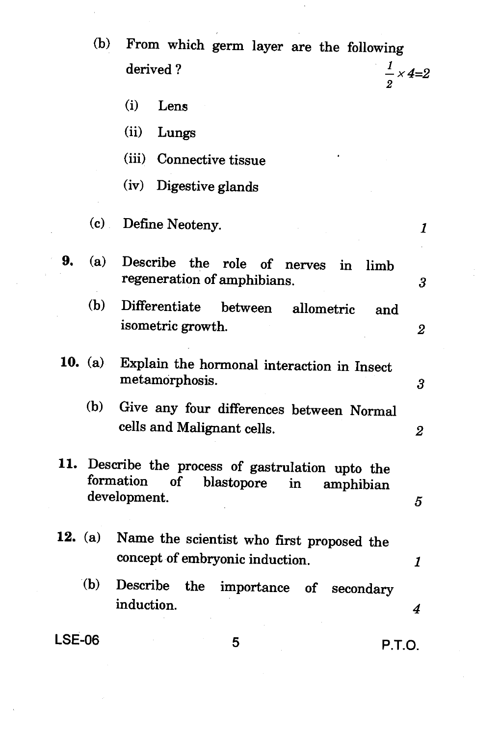(b) From which germ layer are the following derived ? $\frac{1}{2} \times 4 = 2$

(i) Lens

(ii) Lungs

(iii) Connective tissue

(iv) Digestive glands

(c) Define Neoteny. 1

**9.** (a) Describe the role of nerves in limb regeneration of amphibians. 3

(b) Differentiate between allometric and isometric growth. 2

**10.** (a) Explain the hormonal interaction in Insect metamorphosis. 3

(b) Give any four differences between Normal cells and Malignant cells. 2

**11.** Describe the process of gastrulation upto the formation of blastopore in amphibian development. 5

**12.** (a) Name the scientist who first proposed the concept of embryonic induction. 1

(b) Describe the importance of secondary induction. 4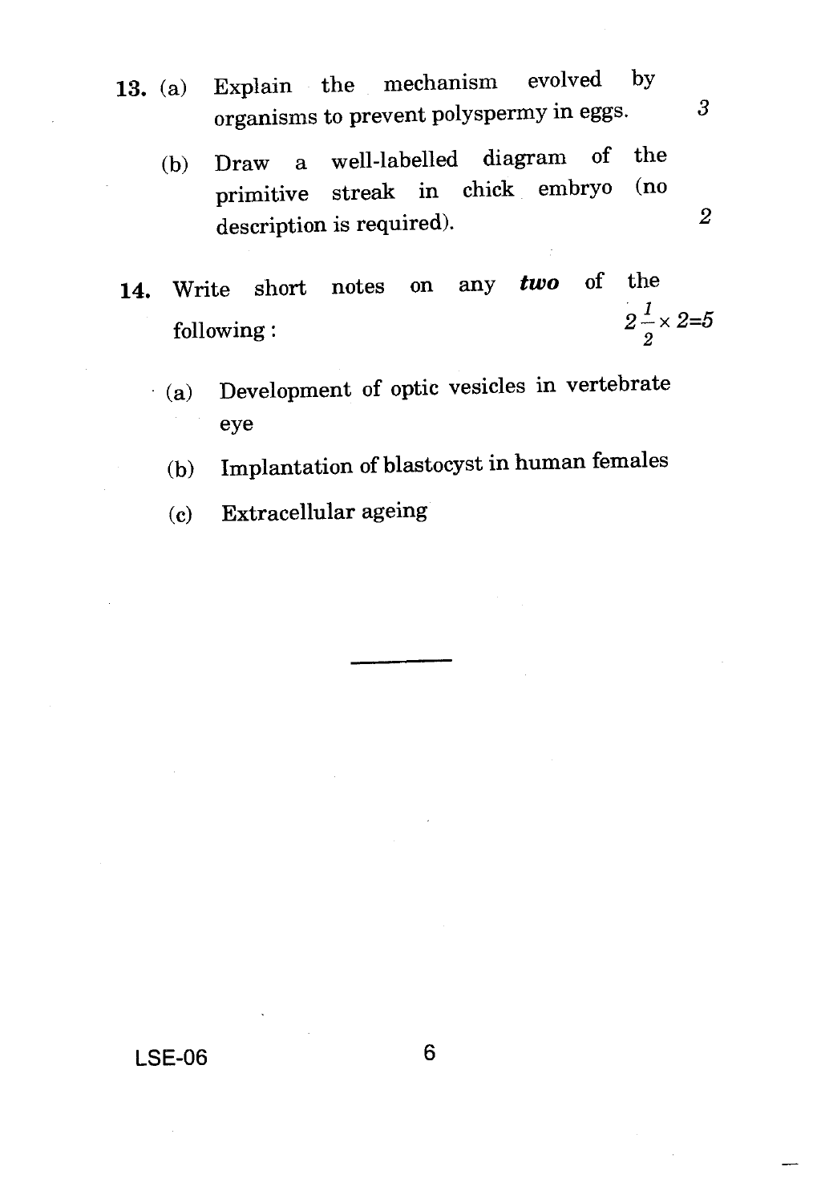13. (a) Explain the mechanism evolved by organisms to prevent polyspermy in eggs. 3

(b) Draw a well-labelled diagram of the primitive streak in chick embryo (no description is required). 2

14. Write short notes on any ***two*** of the following : $2\frac{1}{2} \times 2=5$

(a) Development of optic vesicles in vertebrate eye

(b) Implantation of blastocyst in human females

(c) Extracellular ageing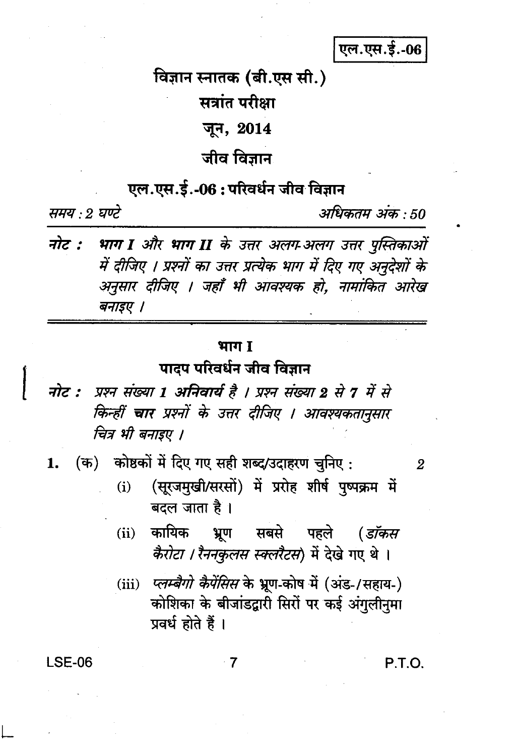एल.एस.ई.-06

# विज्ञान स्नातक (बी.एस सी.)

## सत्रांत परीक्षा

## जून, 2014

## जीव विज्ञान

## एल.एस.ई.-06 : परिवर्धन जीव विज्ञान

*समय : 2 घण्टे* *अधिकतम अंक : 50*

***नोट :*** *भाग I और भाग II के उत्तर अलग-अलग उत्तर पुस्तिकाओं में दीजिए । प्रश्नों का उत्तर प्रत्येक भाग में दिए गए अनुदेशों के अनुसार दीजिए । जहाँ भी आवश्यक हो, नामांकित आरेख बनाइए ।*

---

### भाग I

### पादप परिवर्धन जीव विज्ञान

***नोट :*** *प्रश्न संख्या 1 अनिवार्य है । प्रश्न संख्या 2 से 7 में से किन्हीं **चार** प्रश्नों के उत्तर दीजिए । आवश्यकतानुसार चित्र भी बनाइए ।*

1. (क) कोष्ठकों में दिए गए सही शब्द/उदाहरण चुनिए : 2

   (i) (सूरजमुखी/सरसों) में प्रोह शीर्ष पुष्पक्रम में बदल जाता है ।

   (ii) कायिक भ्रूण सबसे पहले (*डॉकस कैरोटा / रैननकुलस स्क्लरैटस*) में देखे गए थे ।

   (iii) *प्लम्बैगो कैपेंसिस* के भ्रूण-कोष में (अंड-/सहाय-) कोशिका के बीजांडद्वारी सिरों पर कई अंगुलीनुमा प्रवर्ध होते हैं ।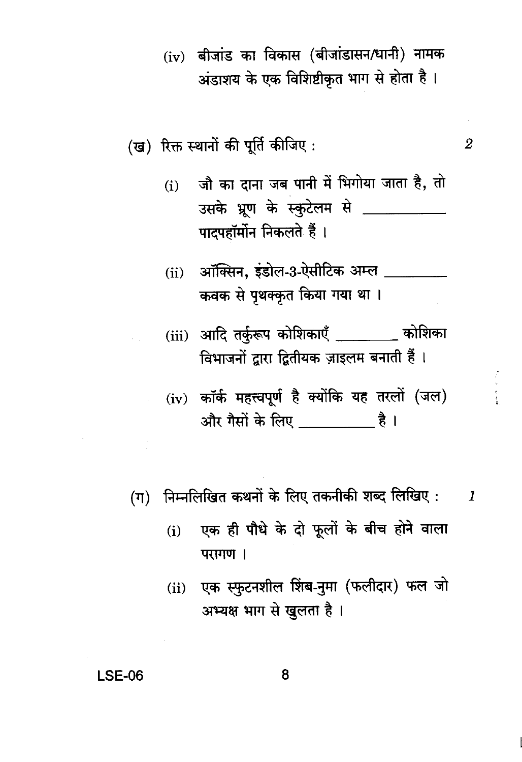(iv) बीजांड का विकास (बीजांडासन/धानी) नामक अंडाशय के एक विशिष्टीकृत भाग से होता है ।

(ख) रिक्त स्थानों की पूर्ति कीजिए : *2*

(i) जौ का दाना जब पानी में भिगोया जाता है, तो उसके भ्रूण के स्कुटेलम से __________ पादपहॉर्मोन निकलते हैं ।

(ii) ऑक्सिन, इंडोल-3-ऐसीटिक अम्ल __________ कवक से पृथक्कृत किया गया था ।

(iii) आदि तर्कुरूप कोशिकाएँ __________ कोशिका विभाजनों द्वारा द्वितीयक ज़ाइलम बनाती हैं ।

(iv) कॉर्क महत्त्वपूर्ण है क्योंकि यह तरलों (जल) और गैसों के लिए __________ है ।

(ग) निम्नलिखित कथनों के लिए तकनीकी शब्द लिखिए : *1*

(i) एक ही पौधे के दो फूलों के बीच होने वाला परागण ।

(ii) एक स्फुटनशील शिंब-नुमा (फलीदार) फल जो अभ्यक्ष भाग से खुलता है ।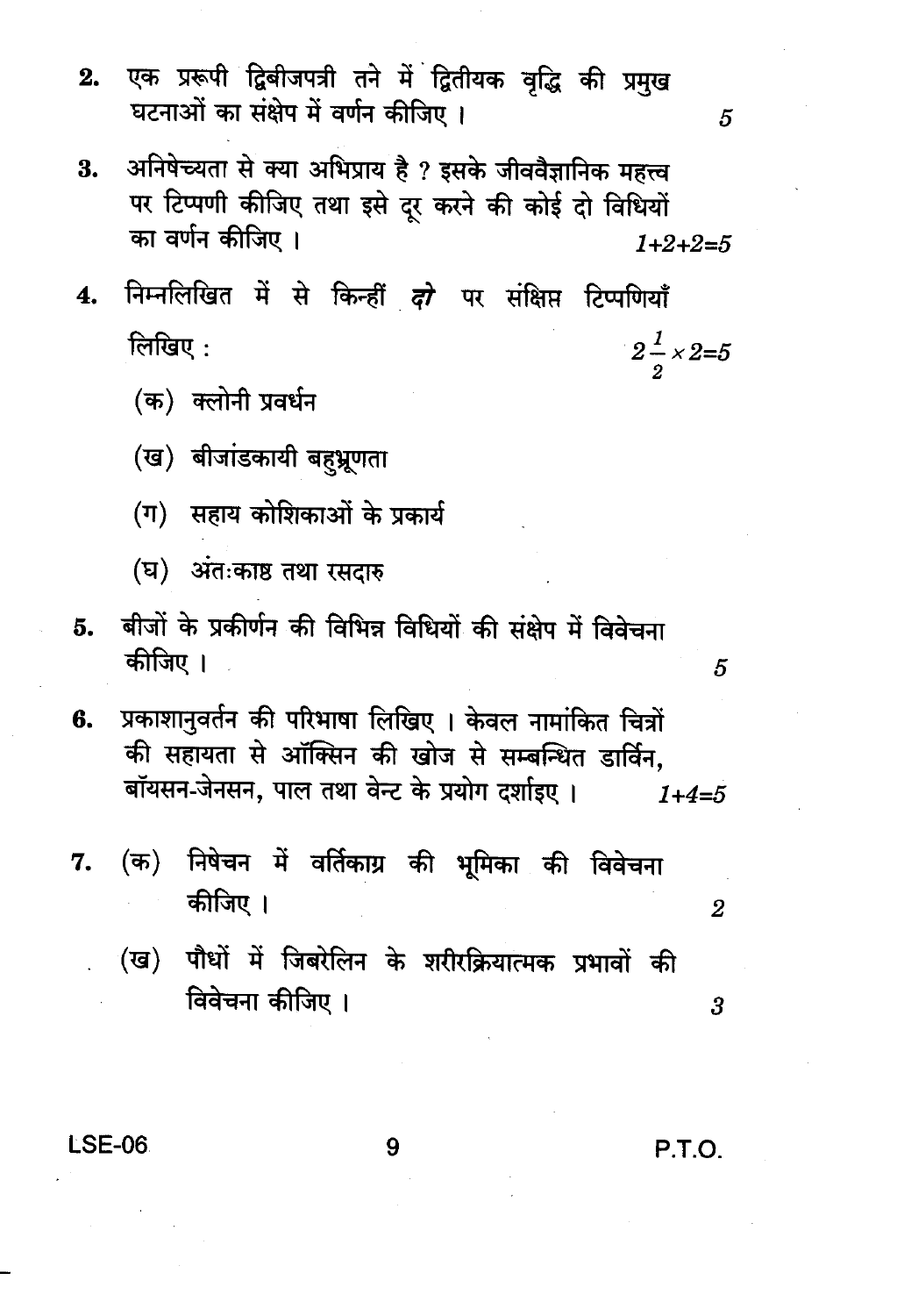2. एक प्ररूपी द्विबीजपत्री तने में द्वितीयक वृद्धि की प्रमुख घटनाओं का संक्षेप में वर्णन कीजिए । 5

3. अनिषेच्यता से क्या अभिप्राय है ? इसके जीववैज्ञानिक महत्त्व पर टिप्पणी कीजिए तथा इसे दूर करने की कोई दो विधियों का वर्णन कीजिए । 1+2+2=5

4. निम्नलिखित में से किन्हीं ***दो*** पर संक्षिप्त टिप्पणियाँ लिखिए : $2\frac{1}{2} \times 2=5$

   (क) क्लोनी प्रवर्धन

   (ख) बीजांडकायी बहुभ्रूणता

   (ग) सहाय कोशिकाओं के प्रकार्य

   (घ) अंतःकाष्ठ तथा रसदारु

5. बीजों के प्रकीर्णन की विभिन्न विधियों की संक्षेप में विवेचना कीजिए । 5

6. प्रकाशानुवर्तन की परिभाषा लिखिए । केवल नामांकित चित्रों की सहायता से ऑक्सिन की खोज से सम्बन्धित डार्विन, बॉयसन-जेनसन, पाल तथा वेन्ट के प्रयोग दर्शाइए । 1+4=5

7. (क) निषेचन में वर्तिकाग्र की भूमिका की विवेचना कीजिए । 2

   (ख) पौधों में जिबरेलिन के शरीरक्रियात्मक प्रभावों की विवेचना कीजिए । 3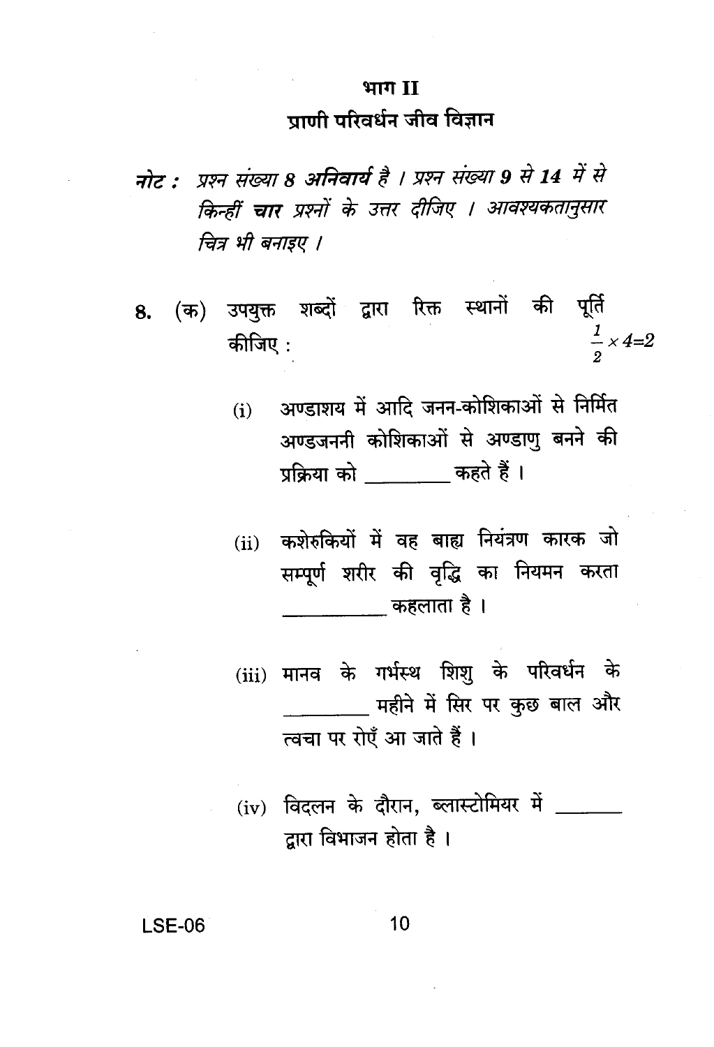## भाग II

## प्राणी परिवर्धन जीव विज्ञान

***नोट :*** *प्रश्न संख्या **8 अनिवार्य** है । प्रश्न संख्या **9** से **14** में से किन्हीं **चार** प्रश्नों के उत्तर दीजिए । आवश्यकतानुसार चित्र भी बनाइए ।*

**8.** (क) उपयुक्त शब्दों द्वारा रिक्त स्थानों की पूर्ति कीजिए : $\frac{1}{2} \times 4 = 2$

(i) अण्डाशय में आदि जनन-कोशिकाओं से निर्मित अण्डजननी कोशिकाओं से अण्डाणु बनने की प्रक्रिया को ________ कहते हैं ।

(ii) कशेरुकियों में वह बाह्य नियंत्रण कारक जो सम्पूर्ण शरीर की वृद्धि का नियमन करता __________ कहलाता है ।

(iii) मानव के गर्भस्थ शिशु के परिवर्धन के ________ महीने में सिर पर कुछ बाल और त्वचा पर रोएँ आ जाते हैं ।

(iv) विदलन के दौरान, ब्लास्टोमियर में _______ द्वारा विभाजन होता है ।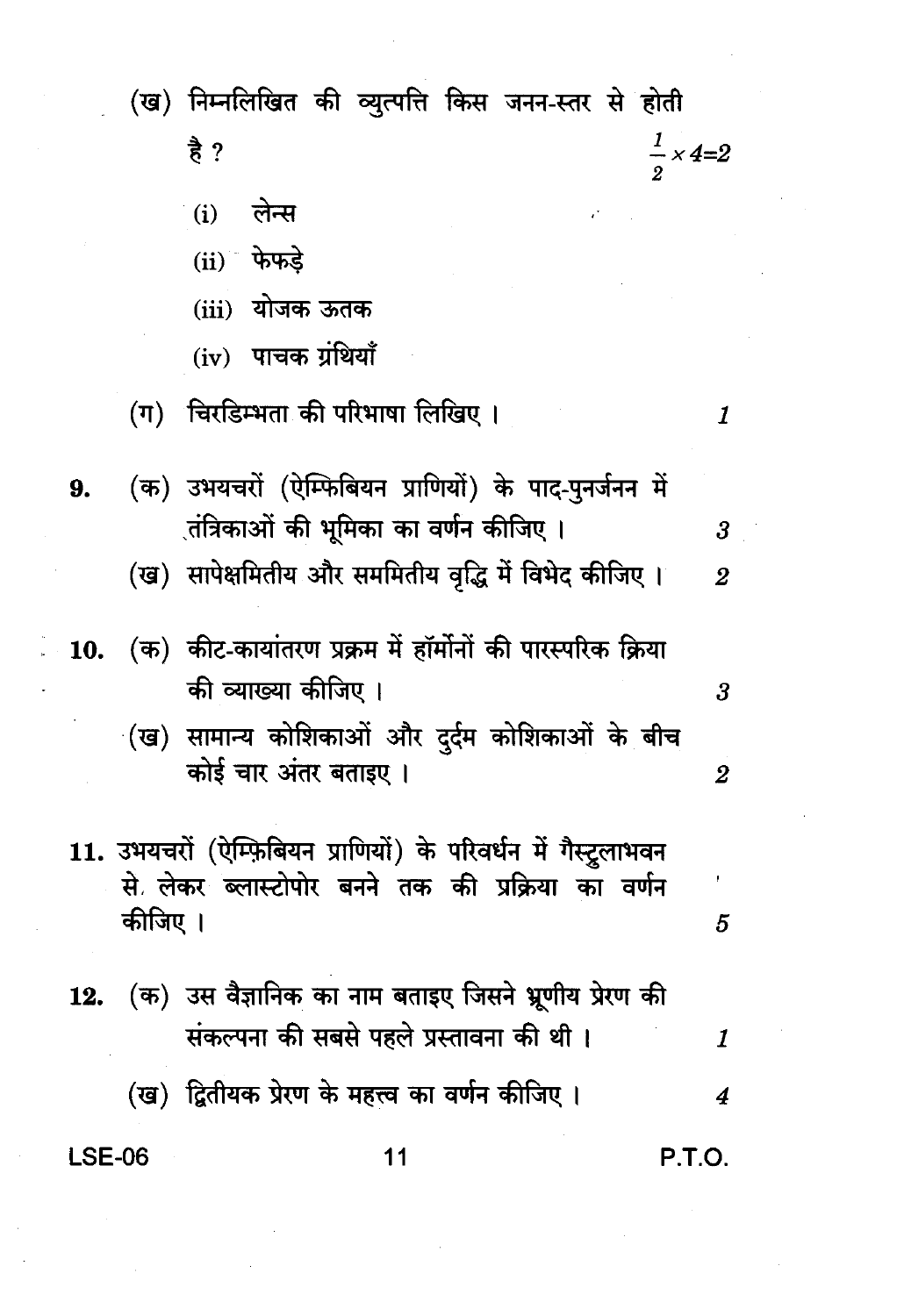(ख) निम्नलिखित की व्युत्पत्ति किस जनन-स्तर से होती है ? $\frac{1}{2} \times 4 = 2$

(i) लेन्स

(ii) फेफड़े

(iii) योजक ऊतक

(iv) पाचक ग्रंथियाँ

(ग) चिरडिम्भता की परिभाषा लिखिए । 1

9. (क) उभयचरों (ऐम्फिबियन प्राणियों) के पाद-पुनर्जनन में तंत्रिकाओं की भूमिका का वर्णन कीजिए । 3

(ख) सापेक्षमितीय और सममितीय वृद्धि में विभेद कीजिए । 2

10. (क) कीट-कायांतरण प्रक्रम में हॉर्मोनों की पारस्परिक क्रिया की व्याख्या कीजिए । 3

(ख) सामान्य कोशिकाओं और दुर्दम कोशिकाओं के बीच कोई चार अंतर बताइए । 2

11. उभयचरों (ऐम्फ़िबियन प्राणियों) के परिवर्धन में गैस्ट्रुलाभवन से लेकर ब्लास्टोपोर बनने तक की प्रक्रिया का वर्णन कीजिए । 5

12. (क) उस वैज्ञानिक का नाम बताइए जिसने भ्रूणीय प्रेरण की संकल्पना की सबसे पहले प्रस्तावना की थी । 1

(ख) द्वितीयक प्रेरण के महत्त्व का वर्णन कीजिए । 4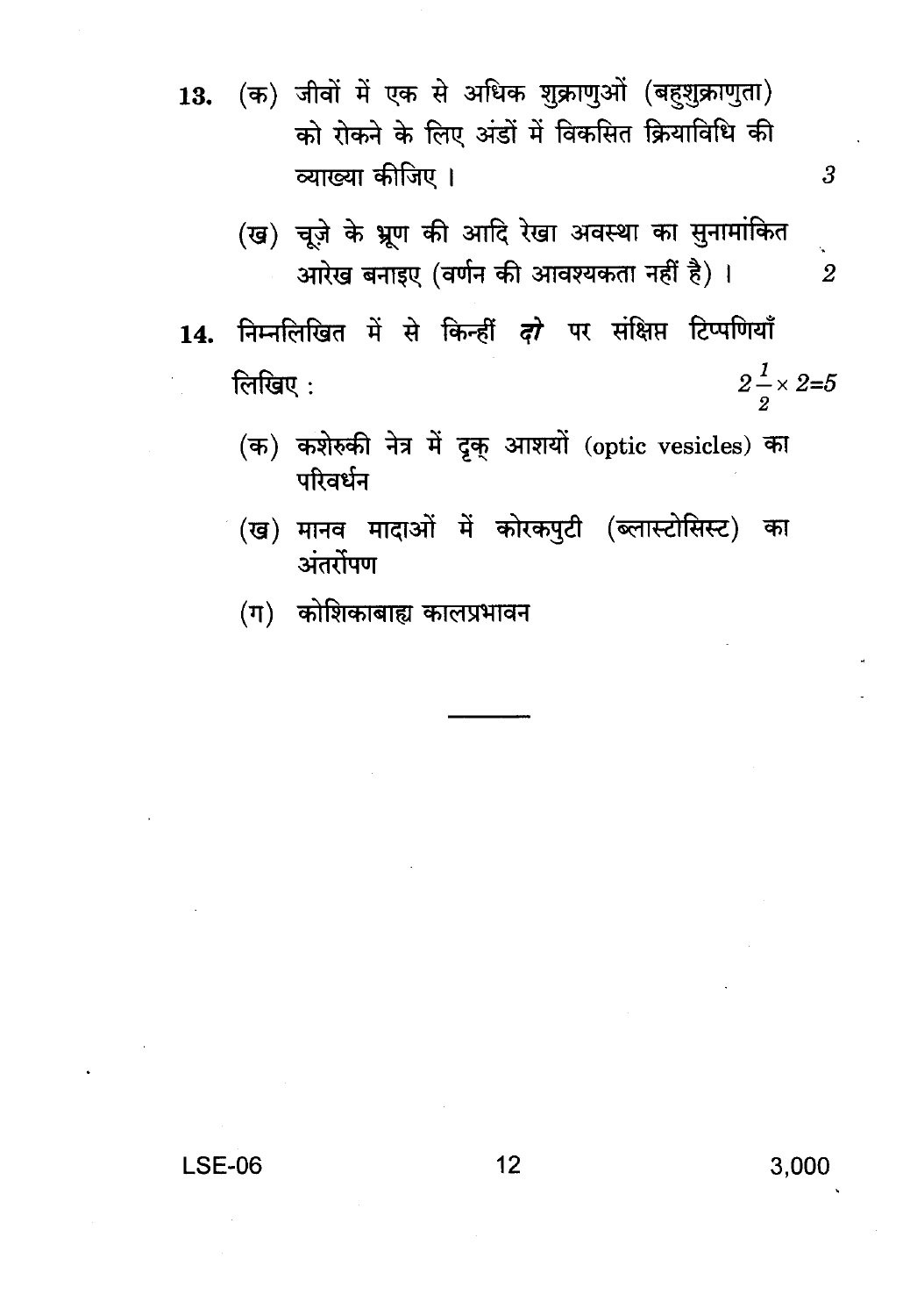13. (क) जीवों में एक से अधिक शुक्राणुओं (बहुशुक्राणुता) को रोकने के लिए अंडों में विकसित क्रियाविधि की व्याख्या कीजिए । 3

    (ख) चूज़े के भ्रूण की आदि रेखा अवस्था का सुनामांकित आरेख बनाइए (वर्णन की आवश्यकता नहीं है) । 2

14. निम्नलिखित में से किन्हीं ***दो*** पर संक्षिप्त टिप्पणियाँ लिखिए : $2\frac{1}{2} \times 2 = 5$

    (क) कशेरुकी नेत्र में दृक् आशयों (optic vesicles) का परिवर्धन

    (ख) मानव मादाओं में कोरकपुटी (ब्लास्टोसिस्ट) का अंतर्रोपण

    (ग) कोशिकाबाह्य कालप्रभावन

---

LSE-06 3,000